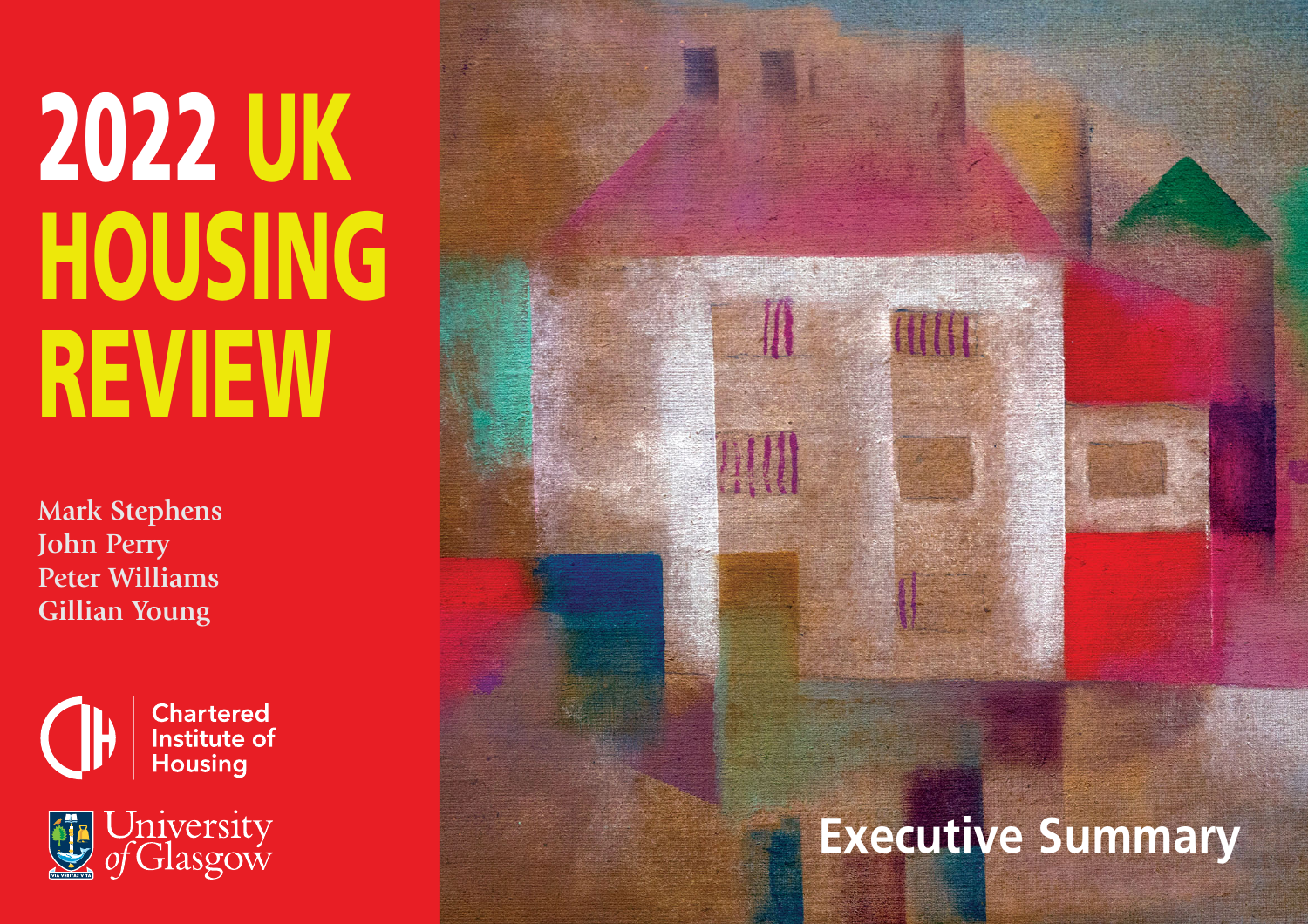# 2022 UK HOUSING REVIEW

Mark Stephens
John Perry
Peter Williams
Gillian Young

Chartered Institute of Housing

University of Glasgow

## Executive Summary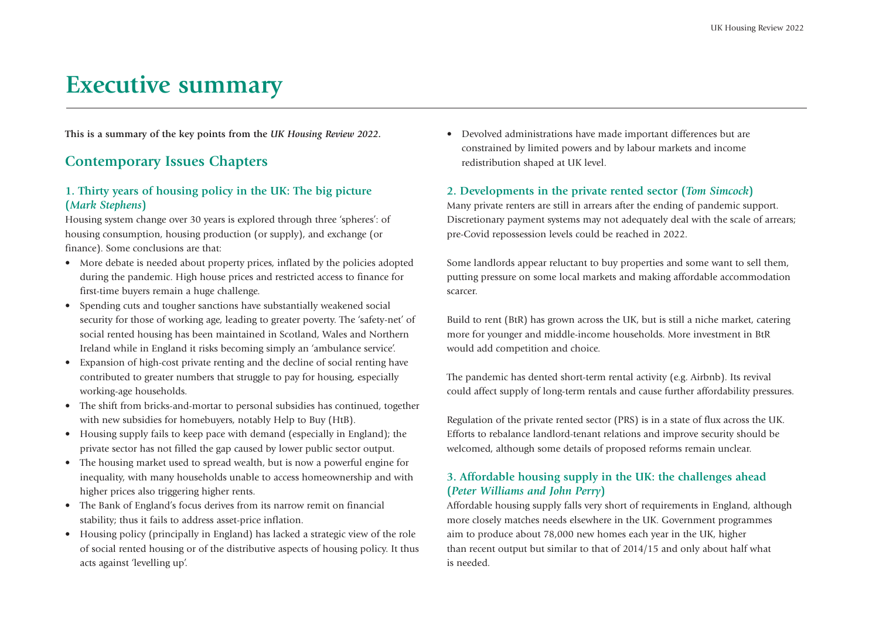# Executive summary

**This is a summary of the key points from the *UK Housing Review 2022*.**

## Contemporary Issues Chapters

### 1. Thirty years of housing policy in the UK: The big picture (*Mark Stephens*)

Housing system change over 30 years is explored through three 'spheres': of housing consumption, housing production (or supply), and exchange (or finance). Some conclusions are that:

- More debate is needed about property prices, inflated by the policies adopted during the pandemic. High house prices and restricted access to finance for first-time buyers remain a huge challenge.
- Spending cuts and tougher sanctions have substantially weakened social security for those of working age, leading to greater poverty. The 'safety-net' of social rented housing has been maintained in Scotland, Wales and Northern Ireland while in England it risks becoming simply an 'ambulance service'.
- Expansion of high-cost private renting and the decline of social renting have contributed to greater numbers that struggle to pay for housing, especially working-age households.
- The shift from bricks-and-mortar to personal subsidies has continued, together with new subsidies for homebuyers, notably Help to Buy (HtB).
- Housing supply fails to keep pace with demand (especially in England); the private sector has not filled the gap caused by lower public sector output.
- The housing market used to spread wealth, but is now a powerful engine for inequality, with many households unable to access homeownership and with higher prices also triggering higher rents.
- The Bank of England's focus derives from its narrow remit on financial stability; thus it fails to address asset-price inflation.
- Housing policy (principally in England) has lacked a strategic view of the role of social rented housing or of the distributive aspects of housing policy. It thus acts against 'levelling up'.
- Devolved administrations have made important differences but are constrained by limited powers and by labour markets and income redistribution shaped at UK level.

### 2. Developments in the private rented sector (*Tom Simcock*)

Many private renters are still in arrears after the ending of pandemic support. Discretionary payment systems may not adequately deal with the scale of arrears; pre-Covid repossession levels could be reached in 2022.

Some landlords appear reluctant to buy properties and some want to sell them, putting pressure on some local markets and making affordable accommodation scarcer.

Build to rent (BtR) has grown across the UK, but is still a niche market, catering more for younger and middle-income households. More investment in BtR would add competition and choice.

The pandemic has dented short-term rental activity (e.g. Airbnb). Its revival could affect supply of long-term rentals and cause further affordability pressures.

Regulation of the private rented sector (PRS) is in a state of flux across the UK. Efforts to rebalance landlord-tenant relations and improve security should be welcomed, although some details of proposed reforms remain unclear.

### 3. Affordable housing supply in the UK: the challenges ahead (*Peter Williams and John Perry*)

Affordable housing supply falls very short of requirements in England, although more closely matches needs elsewhere in the UK. Government programmes aim to produce about 78,000 new homes each year in the UK, higher than recent output but similar to that of 2014/15 and only about half what is needed.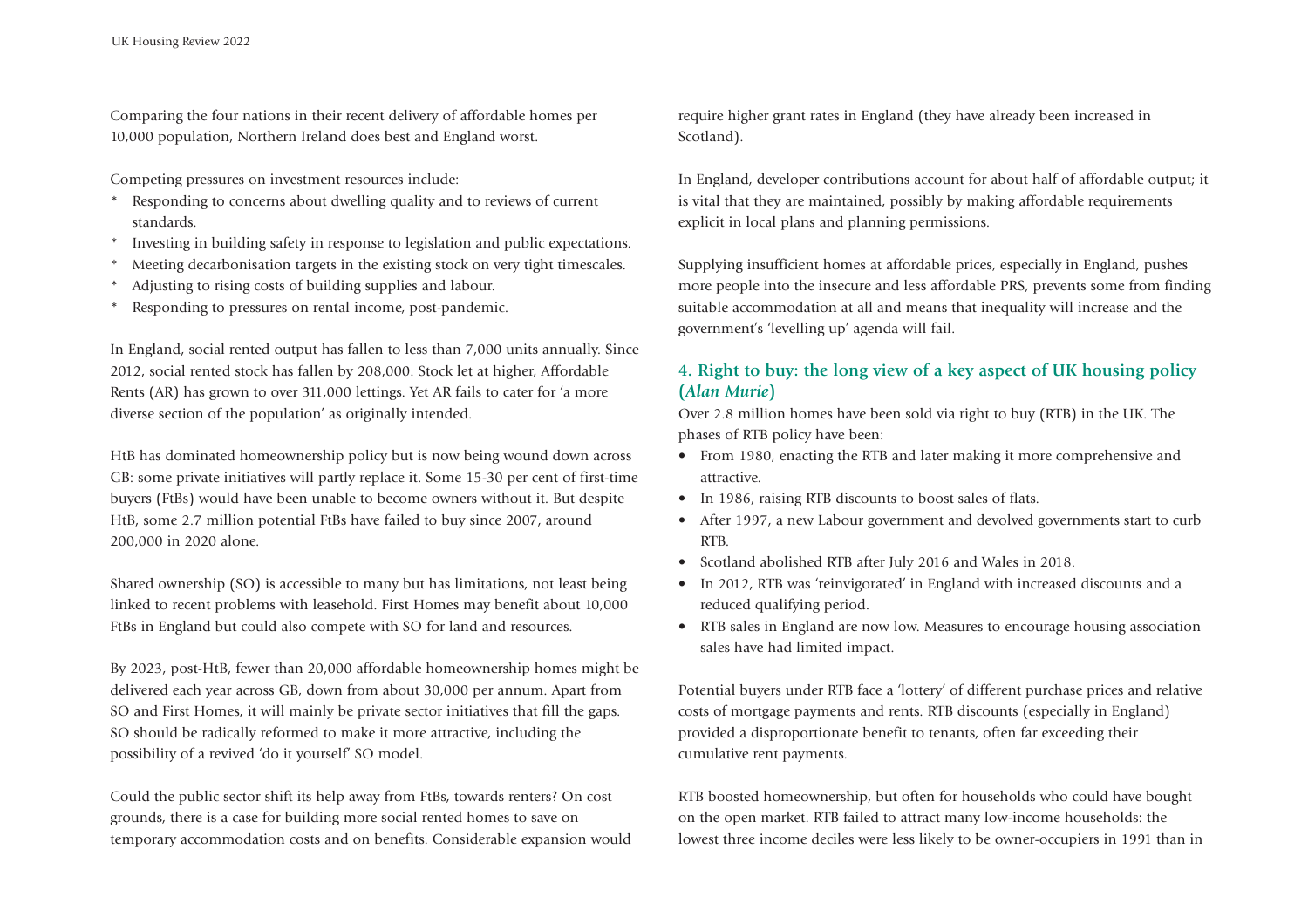Comparing the four nations in their recent delivery of affordable homes per 10,000 population, Northern Ireland does best and England worst.

Competing pressures on investment resources include:

* Responding to concerns about dwelling quality and to reviews of current standards.
* Investing in building safety in response to legislation and public expectations.
* Meeting decarbonisation targets in the existing stock on very tight timescales.
* Adjusting to rising costs of building supplies and labour.
* Responding to pressures on rental income, post-pandemic.

In England, social rented output has fallen to less than 7,000 units annually. Since 2012, social rented stock has fallen by 208,000. Stock let at higher, Affordable Rents (AR) has grown to over 311,000 lettings. Yet AR fails to cater for 'a more diverse section of the population' as originally intended.

HtB has dominated homeownership policy but is now being wound down across GB: some private initiatives will partly replace it. Some 15-30 per cent of first-time buyers (FtBs) would have been unable to become owners without it. But despite HtB, some 2.7 million potential FtBs have failed to buy since 2007, around 200,000 in 2020 alone.

Shared ownership (SO) is accessible to many but has limitations, not least being linked to recent problems with leasehold. First Homes may benefit about 10,000 FtBs in England but could also compete with SO for land and resources.

By 2023, post-HtB, fewer than 20,000 affordable homeownership homes might be delivered each year across GB, down from about 30,000 per annum. Apart from SO and First Homes, it will mainly be private sector initiatives that fill the gaps. SO should be radically reformed to make it more attractive, including the possibility of a revived 'do it yourself' SO model.

Could the public sector shift its help away from FtBs, towards renters? On cost grounds, there is a case for building more social rented homes to save on temporary accommodation costs and on benefits. Considerable expansion would require higher grant rates in England (they have already been increased in Scotland).

In England, developer contributions account for about half of affordable output; it is vital that they are maintained, possibly by making affordable requirements explicit in local plans and planning permissions.

Supplying insufficient homes at affordable prices, especially in England, pushes more people into the insecure and less affordable PRS, prevents some from finding suitable accommodation at all and means that inequality will increase and the government's 'levelling up' agenda will fail.

### 4. Right to buy: the long view of a key aspect of UK housing policy (*Alan Murie*)

Over 2.8 million homes have been sold via right to buy (RTB) in the UK. The phases of RTB policy have been:

- From 1980, enacting the RTB and later making it more comprehensive and attractive.
- In 1986, raising RTB discounts to boost sales of flats.
- After 1997, a new Labour government and devolved governments start to curb RTB.
- Scotland abolished RTB after July 2016 and Wales in 2018.
- In 2012, RTB was 'reinvigorated' in England with increased discounts and a reduced qualifying period.
- RTB sales in England are now low. Measures to encourage housing association sales have had limited impact.

Potential buyers under RTB face a 'lottery' of different purchase prices and relative costs of mortgage payments and rents. RTB discounts (especially in England) provided a disproportionate benefit to tenants, often far exceeding their cumulative rent payments.

RTB boosted homeownership, but often for households who could have bought on the open market. RTB failed to attract many low-income households: the lowest three income deciles were less likely to be owner-occupiers in 1991 than in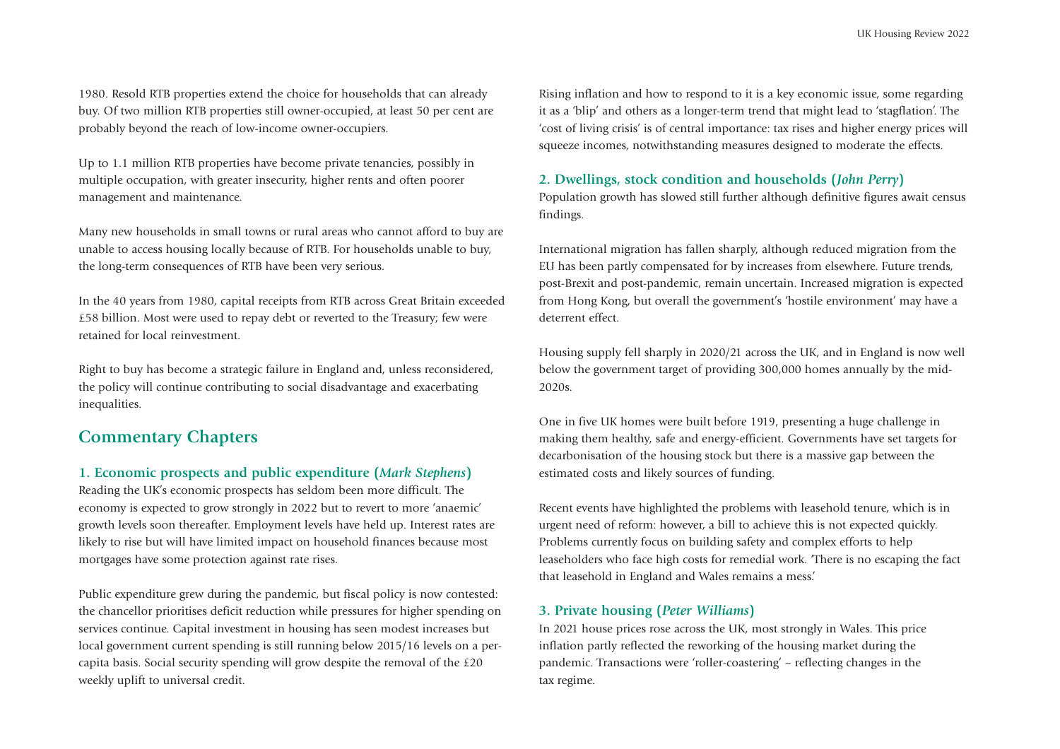1980. Resold RTB properties extend the choice for households that can already buy. Of two million RTB properties still owner-occupied, at least 50 per cent are probably beyond the reach of low-income owner-occupiers.

Up to 1.1 million RTB properties have become private tenancies, possibly in multiple occupation, with greater insecurity, higher rents and often poorer management and maintenance.

Many new households in small towns or rural areas who cannot afford to buy are unable to access housing locally because of RTB. For households unable to buy, the long-term consequences of RTB have been very serious.

In the 40 years from 1980, capital receipts from RTB across Great Britain exceeded £58 billion. Most were used to repay debt or reverted to the Treasury; few were retained for local reinvestment.

Right to buy has become a strategic failure in England and, unless reconsidered, the policy will continue contributing to social disadvantage and exacerbating inequalities.

## Commentary Chapters

### 1. Economic prospects and public expenditure (*Mark Stephens*)

Reading the UK's economic prospects has seldom been more difficult. The economy is expected to grow strongly in 2022 but to revert to more 'anaemic' growth levels soon thereafter. Employment levels have held up. Interest rates are likely to rise but will have limited impact on household finances because most mortgages have some protection against rate rises.

Public expenditure grew during the pandemic, but fiscal policy is now contested: the chancellor prioritises deficit reduction while pressures for higher spending on services continue. Capital investment in housing has seen modest increases but local government current spending is still running below 2015/16 levels on a per-capita basis. Social security spending will grow despite the removal of the £20 weekly uplift to universal credit.

Rising inflation and how to respond to it is a key economic issue, some regarding it as a 'blip' and others as a longer-term trend that might lead to 'stagflation'. The 'cost of living crisis' is of central importance: tax rises and higher energy prices will squeeze incomes, notwithstanding measures designed to moderate the effects.

### 2. Dwellings, stock condition and households (*John Perry*)

Population growth has slowed still further although definitive figures await census findings.

International migration has fallen sharply, although reduced migration from the EU has been partly compensated for by increases from elsewhere. Future trends, post-Brexit and post-pandemic, remain uncertain. Increased migration is expected from Hong Kong, but overall the government's 'hostile environment' may have a deterrent effect.

Housing supply fell sharply in 2020/21 across the UK, and in England is now well below the government target of providing 300,000 homes annually by the mid-2020s.

One in five UK homes were built before 1919, presenting a huge challenge in making them healthy, safe and energy-efficient. Governments have set targets for decarbonisation of the housing stock but there is a massive gap between the estimated costs and likely sources of funding.

Recent events have highlighted the problems with leasehold tenure, which is in urgent need of reform: however, a bill to achieve this is not expected quickly. Problems currently focus on building safety and complex efforts to help leaseholders who face high costs for remedial work. 'There is no escaping the fact that leasehold in England and Wales remains a mess.'

### 3. Private housing (*Peter Williams*)

In 2021 house prices rose across the UK, most strongly in Wales. This price inflation partly reflected the reworking of the housing market during the pandemic. Transactions were 'roller-coastering' – reflecting changes in the tax regime.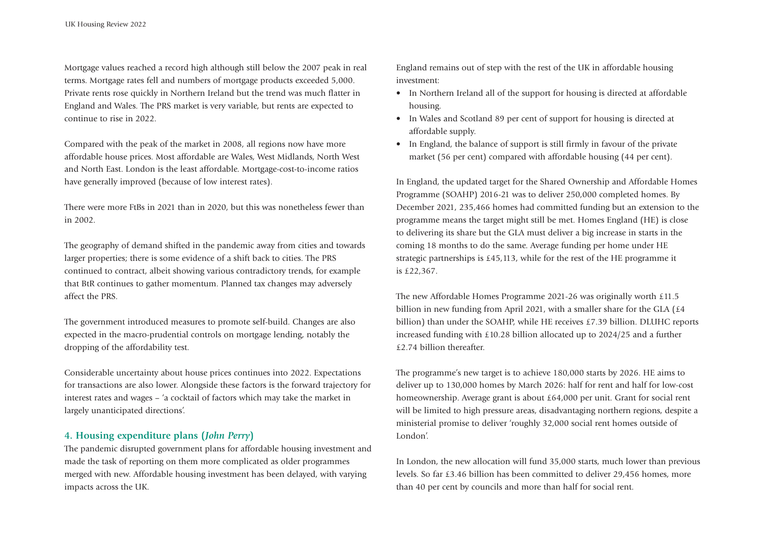Mortgage values reached a record high although still below the 2007 peak in real terms. Mortgage rates fell and numbers of mortgage products exceeded 5,000. Private rents rose quickly in Northern Ireland but the trend was much flatter in England and Wales. The PRS market is very variable, but rents are expected to continue to rise in 2022.

Compared with the peak of the market in 2008, all regions now have more affordable house prices. Most affordable are Wales, West Midlands, North West and North East. London is the least affordable. Mortgage-cost-to-income ratios have generally improved (because of low interest rates).

There were more FtBs in 2021 than in 2020, but this was nonetheless fewer than in 2002.

The geography of demand shifted in the pandemic away from cities and towards larger properties; there is some evidence of a shift back to cities. The PRS continued to contract, albeit showing various contradictory trends, for example that BtR continues to gather momentum. Planned tax changes may adversely affect the PRS.

The government introduced measures to promote self-build. Changes are also expected in the macro-prudential controls on mortgage lending, notably the dropping of the affordability test.

Considerable uncertainty about house prices continues into 2022. Expectations for transactions are also lower. Alongside these factors is the forward trajectory for interest rates and wages – 'a cocktail of factors which may take the market in largely unanticipated directions'.

## 4. Housing expenditure plans (*John Perry*)

The pandemic disrupted government plans for affordable housing investment and made the task of reporting on them more complicated as older programmes merged with new. Affordable housing investment has been delayed, with varying impacts across the UK.

England remains out of step with the rest of the UK in affordable housing investment:

- In Northern Ireland all of the support for housing is directed at affordable housing.
- In Wales and Scotland 89 per cent of support for housing is directed at affordable supply.
- In England, the balance of support is still firmly in favour of the private market (56 per cent) compared with affordable housing (44 per cent).

In England, the updated target for the Shared Ownership and Affordable Homes Programme (SOAHP) 2016-21 was to deliver 250,000 completed homes. By December 2021, 235,466 homes had committed funding but an extension to the programme means the target might still be met. Homes England (HE) is close to delivering its share but the GLA must deliver a big increase in starts in the coming 18 months to do the same. Average funding per home under HE strategic partnerships is £45,113, while for the rest of the HE programme it is £22,367.

The new Affordable Homes Programme 2021-26 was originally worth £11.5 billion in new funding from April 2021, with a smaller share for the GLA (£4 billion) than under the SOAHP, while HE receives £7.39 billion. DLUHC reports increased funding with £10.28 billion allocated up to 2024/25 and a further £2.74 billion thereafter.

The programme's new target is to achieve 180,000 starts by 2026. HE aims to deliver up to 130,000 homes by March 2026: half for rent and half for low-cost homeownership. Average grant is about £64,000 per unit. Grant for social rent will be limited to high pressure areas, disadvantaging northern regions, despite a ministerial promise to deliver 'roughly 32,000 social rent homes outside of London'.

In London, the new allocation will fund 35,000 starts, much lower than previous levels. So far £3.46 billion has been committed to deliver 29,456 homes, more than 40 per cent by councils and more than half for social rent.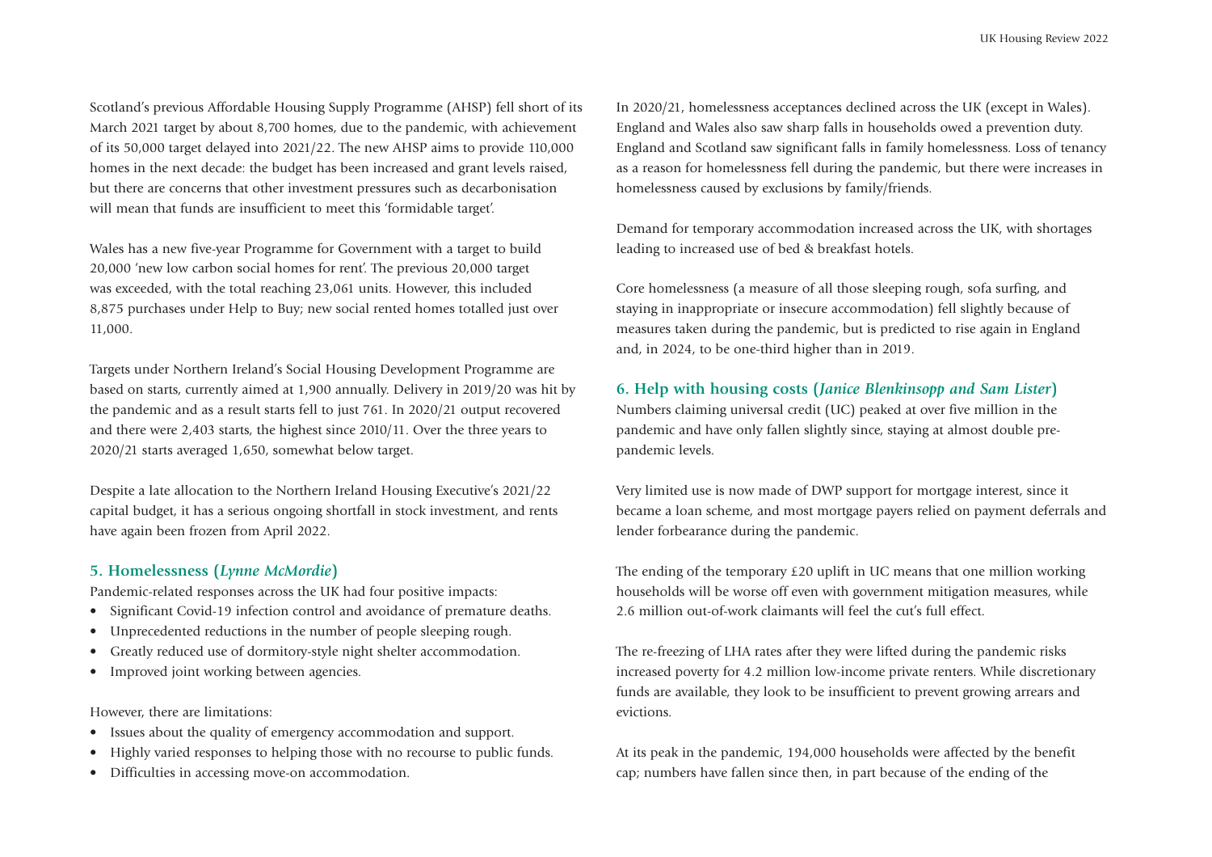Scotland's previous Affordable Housing Supply Programme (AHSP) fell short of its March 2021 target by about 8,700 homes, due to the pandemic, with achievement of its 50,000 target delayed into 2021/22. The new AHSP aims to provide 110,000 homes in the next decade: the budget has been increased and grant levels raised, but there are concerns that other investment pressures such as decarbonisation will mean that funds are insufficient to meet this 'formidable target'.

Wales has a new five-year Programme for Government with a target to build 20,000 'new low carbon social homes for rent'. The previous 20,000 target was exceeded, with the total reaching 23,061 units. However, this included 8,875 purchases under Help to Buy; new social rented homes totalled just over 11,000.

Targets under Northern Ireland's Social Housing Development Programme are based on starts, currently aimed at 1,900 annually. Delivery in 2019/20 was hit by the pandemic and as a result starts fell to just 761. In 2020/21 output recovered and there were 2,403 starts, the highest since 2010/11. Over the three years to 2020/21 starts averaged 1,650, somewhat below target.

Despite a late allocation to the Northern Ireland Housing Executive's 2021/22 capital budget, it has a serious ongoing shortfall in stock investment, and rents have again been frozen from April 2022.

## 5. Homelessness (*Lynne McMordie*)

Pandemic-related responses across the UK had four positive impacts:

- Significant Covid-19 infection control and avoidance of premature deaths.
- Unprecedented reductions in the number of people sleeping rough.
- Greatly reduced use of dormitory-style night shelter accommodation.
- Improved joint working between agencies.

However, there are limitations:

- Issues about the quality of emergency accommodation and support.
- Highly varied responses to helping those with no recourse to public funds.
- Difficulties in accessing move-on accommodation.

In 2020/21, homelessness acceptances declined across the UK (except in Wales). England and Wales also saw sharp falls in households owed a prevention duty. England and Scotland saw significant falls in family homelessness. Loss of tenancy as a reason for homelessness fell during the pandemic, but there were increases in homelessness caused by exclusions by family/friends.

Demand for temporary accommodation increased across the UK, with shortages leading to increased use of bed & breakfast hotels.

Core homelessness (a measure of all those sleeping rough, sofa surfing, and staying in inappropriate or insecure accommodation) fell slightly because of measures taken during the pandemic, but is predicted to rise again in England and, in 2024, to be one-third higher than in 2019.

## 6. Help with housing costs (*Janice Blenkinsopp and Sam Lister*)

Numbers claiming universal credit (UC) peaked at over five million in the pandemic and have only fallen slightly since, staying at almost double pre-pandemic levels.

Very limited use is now made of DWP support for mortgage interest, since it became a loan scheme, and most mortgage payers relied on payment deferrals and lender forbearance during the pandemic.

The ending of the temporary £20 uplift in UC means that one million working households will be worse off even with government mitigation measures, while 2.6 million out-of-work claimants will feel the cut's full effect.

The re-freezing of LHA rates after they were lifted during the pandemic risks increased poverty for 4.2 million low-income private renters. While discretionary funds are available, they look to be insufficient to prevent growing arrears and evictions.

At its peak in the pandemic, 194,000 households were affected by the benefit cap; numbers have fallen since then, in part because of the ending of the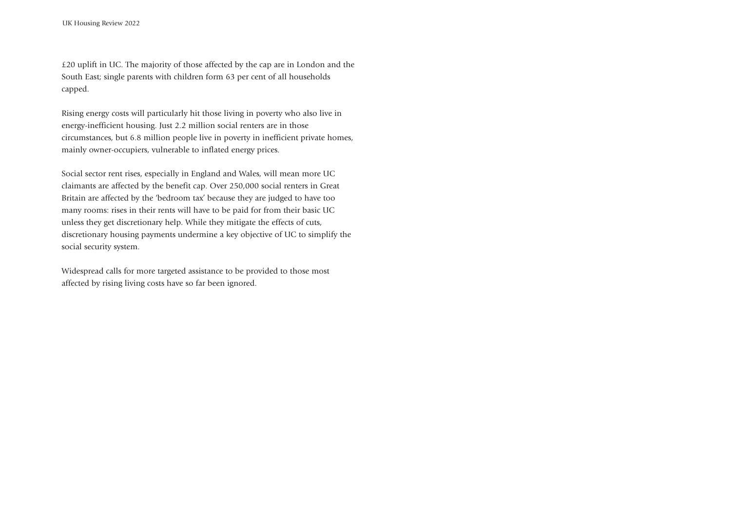£20 uplift in UC. The majority of those affected by the cap are in London and the South East; single parents with children form 63 per cent of all households capped.

Rising energy costs will particularly hit those living in poverty who also live in energy-inefficient housing. Just 2.2 million social renters are in those circumstances, but 6.8 million people live in poverty in inefficient private homes, mainly owner-occupiers, vulnerable to inflated energy prices.

Social sector rent rises, especially in England and Wales, will mean more UC claimants are affected by the benefit cap. Over 250,000 social renters in Great Britain are affected by the 'bedroom tax' because they are judged to have too many rooms: rises in their rents will have to be paid for from their basic UC unless they get discretionary help. While they mitigate the effects of cuts, discretionary housing payments undermine a key objective of UC to simplify the social security system.

Widespread calls for more targeted assistance to be provided to those most affected by rising living costs have so far been ignored.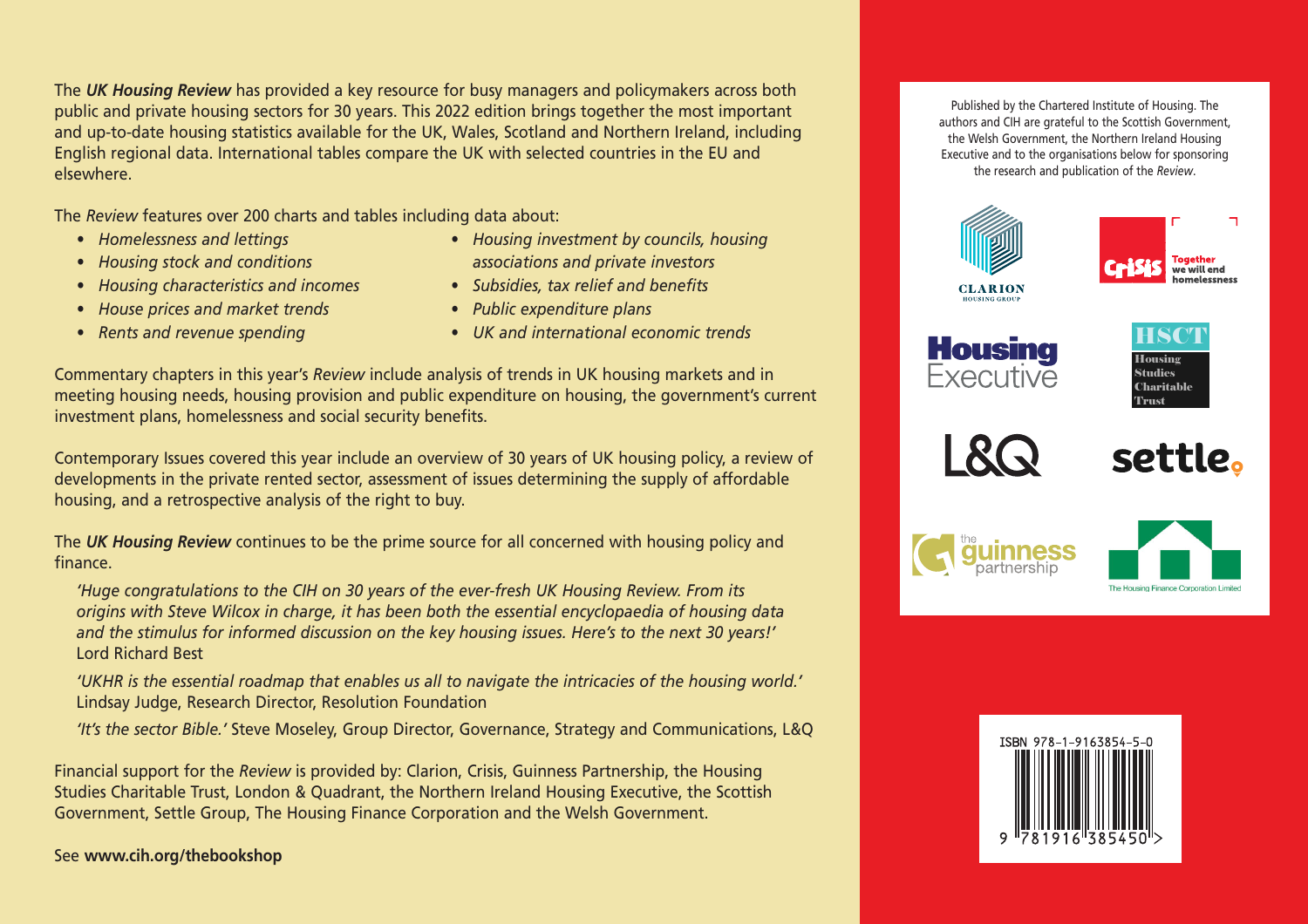The ***UK Housing Review*** has provided a key resource for busy managers and policymakers across both public and private housing sectors for 30 years. This 2022 edition brings together the most important and up-to-date housing statistics available for the UK, Wales, Scotland and Northern Ireland, including English regional data. International tables compare the UK with selected countries in the EU and elsewhere.

The *Review* features over 200 charts and tables including data about:

- *Homelessness and lettings*
- *Housing stock and conditions*
- *Housing characteristics and incomes*
- *House prices and market trends*
- *Rents and revenue spending*
- *Housing investment by councils, housing associations and private investors*
- *Subsidies, tax relief and benefits*
- *Public expenditure plans*
- *UK and international economic trends*

Commentary chapters in this year's *Review* include analysis of trends in UK housing markets and in meeting housing needs, housing provision and public expenditure on housing, the government's current investment plans, homelessness and social security benefits.

Contemporary Issues covered this year include an overview of 30 years of UK housing policy, a review of developments in the private rented sector, assessment of issues determining the supply of affordable housing, and a retrospective analysis of the right to buy.

The ***UK Housing Review*** continues to be the prime source for all concerned with housing policy and finance.

> *'Huge congratulations to the CIH on 30 years of the ever-fresh UK Housing Review. From its origins with Steve Wilcox in charge, it has been both the essential encyclopaedia of housing data and the stimulus for informed discussion on the key housing issues. Here's to the next 30 years!'*
> Lord Richard Best

> *'UKHR is the essential roadmap that enables us all to navigate the intricacies of the housing world.'*
> Lindsay Judge, Research Director, Resolution Foundation

> *'It's the sector Bible.'* Steve Moseley, Group Director, Governance, Strategy and Communications, L&Q

Financial support for the *Review* is provided by: Clarion, Crisis, Guinness Partnership, the Housing Studies Charitable Trust, London & Quadrant, the Northern Ireland Housing Executive, the Scottish Government, Settle Group, The Housing Finance Corporation and the Welsh Government.

See **www.cih.org/thebookshop**

Published by the Chartered Institute of Housing. The authors and CIH are grateful to the Scottish Government, the Welsh Government, the Northern Ireland Housing Executive and to the organisations below for sponsoring the research and publication of the *Review*.

CLARION HOUSING GROUP

Crisis — Together we will end homelessness

Housing Executive

HSCT — Housing Studies Charitable Trust

L&Q

settle

the guinness partnership

The Housing Finance Corporation Limited

ISBN 978-1-9163854-5-0

9 781916 385450